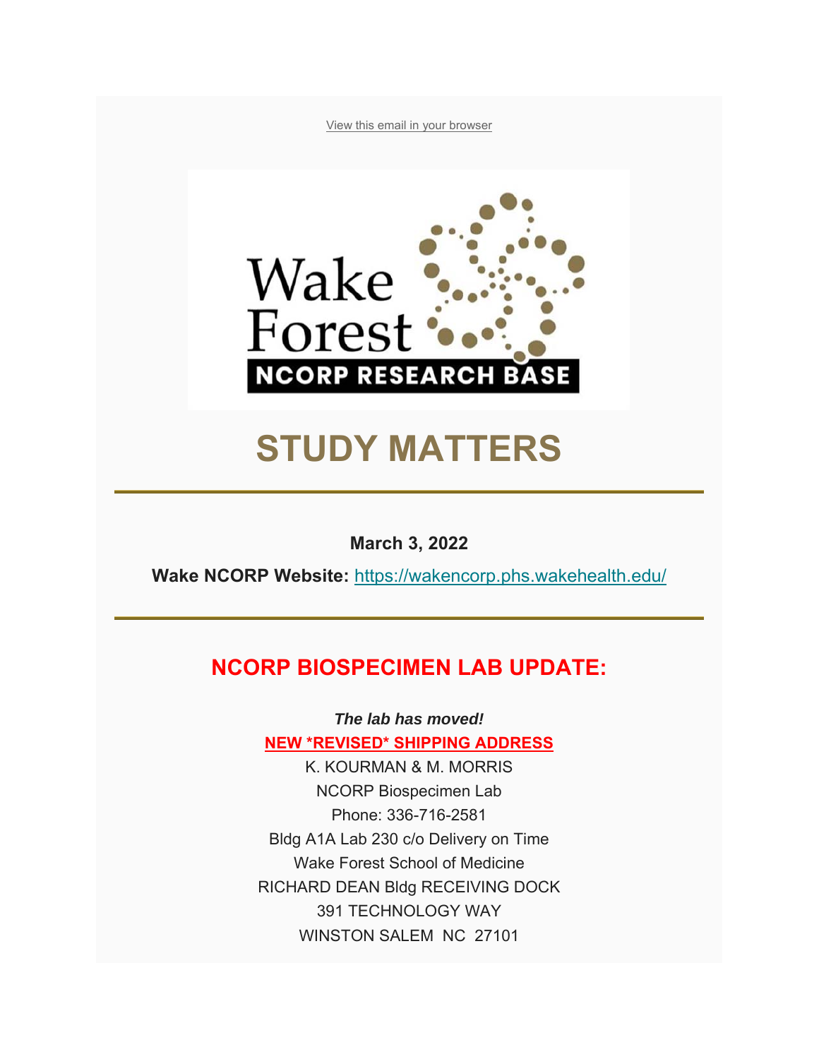View this email in your browser

Wake Forest NCORP RESEARCH BASE

# STUDY MATTERS

---

**March 3, 2022**

**Wake NCORP Website:** https://wakencorp.phs.wakehealth.edu/

---

## NCORP BIOSPECIMEN LAB UPDATE:

***The lab has moved!***

**NEW *REVISED* SHIPPING ADDRESS**

K. KOURMAN & M. MORRIS
NCORP Biospecimen Lab
Phone: 336-716-2581
Bldg A1A Lab 230 c/o Delivery on Time
Wake Forest School of Medicine
RICHARD DEAN Bldg RECEIVING DOCK
391 TECHNOLOGY WAY
WINSTON SALEM NC 27101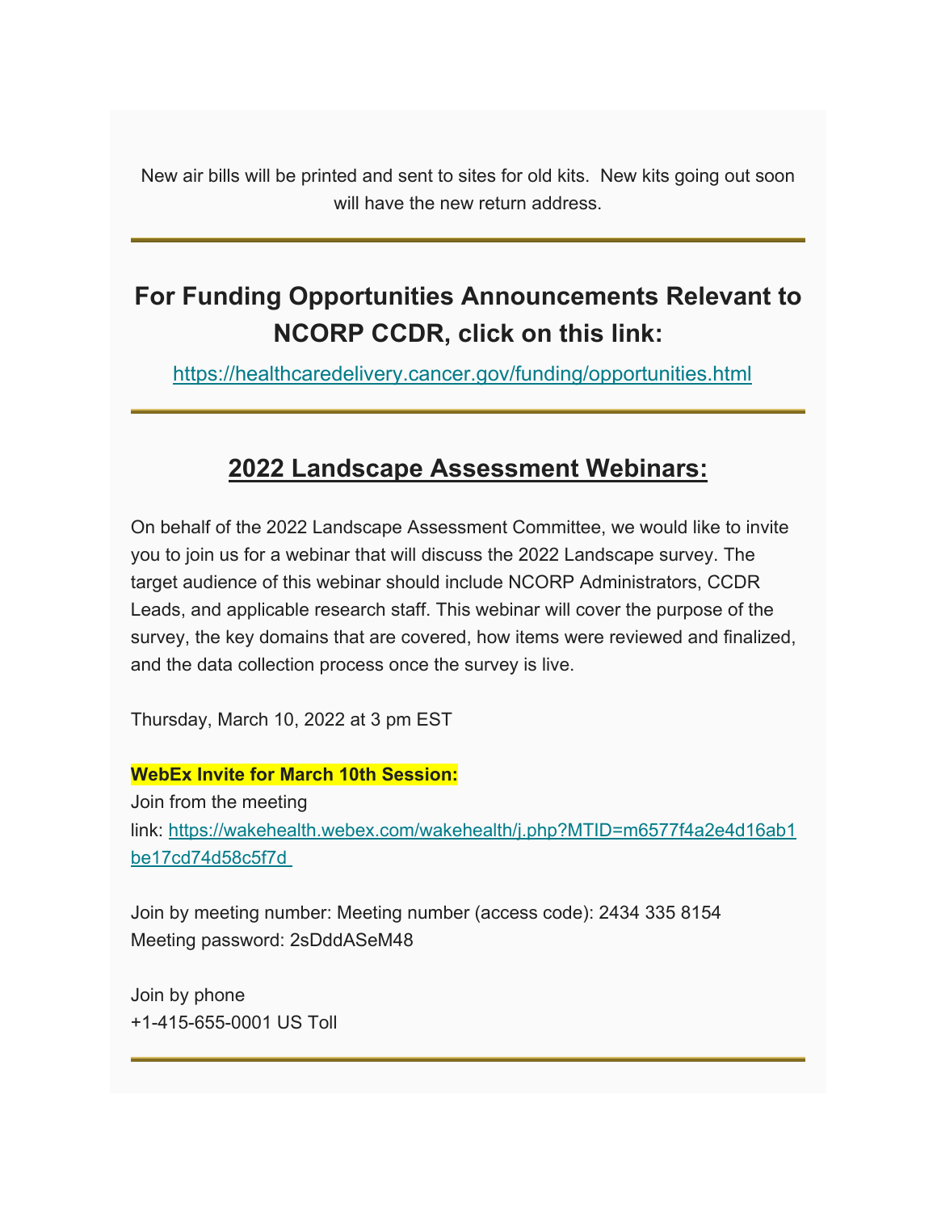New air bills will be printed and sent to sites for old kits.  New kits going out soon will have the new return address.

---

## For Funding Opportunities Announcements Relevant to NCORP CCDR, click on this link:

https://healthcaredelivery.cancer.gov/funding/opportunities.html

---

## 2022 Landscape Assessment Webinars:

On behalf of the 2022 Landscape Assessment Committee, we would like to invite you to join us for a webinar that will discuss the 2022 Landscape survey. The target audience of this webinar should include NCORP Administrators, CCDR Leads, and applicable research staff. This webinar will cover the purpose of the survey, the key domains that are covered, how items were reviewed and finalized, and the data collection process once the survey is live.

Thursday, March 10, 2022 at 3 pm EST

**WebEx Invite for March 10th Session:**
Join from the meeting link: https://wakehealth.webex.com/wakehealth/j.php?MTID=m6577f4a2e4d16ab1be17cd74d58c5f7d

Join by meeting number: Meeting number (access code): 2434 335 8154
Meeting password: 2sDddASeM48

Join by phone
+1-415-655-0001 US Toll

---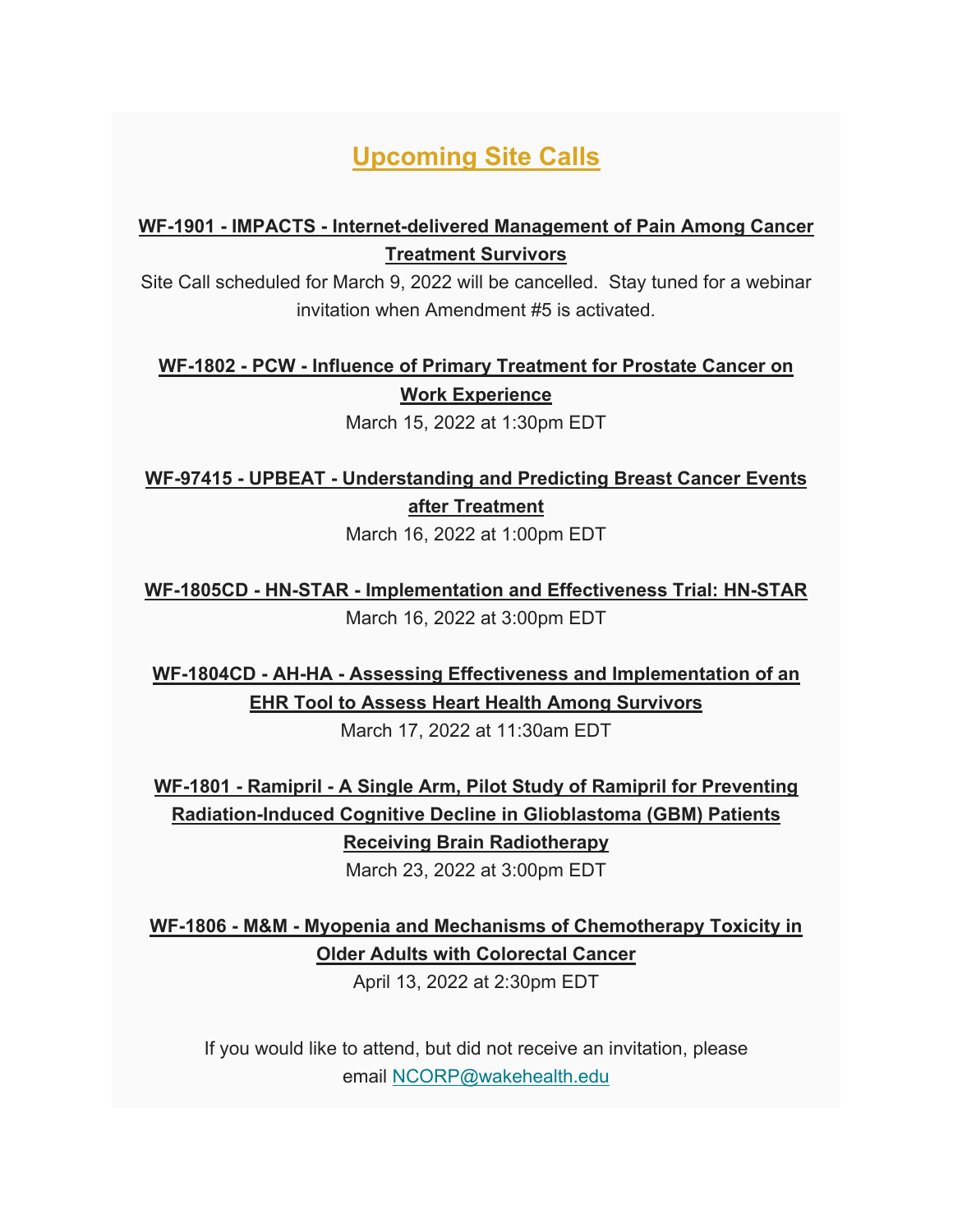## Upcoming Site Calls

**WF-1901 - IMPACTS - Internet-delivered Management of Pain Among Cancer Treatment Survivors**

Site Call scheduled for March 9, 2022 will be cancelled.  Stay tuned for a webinar invitation when Amendment #5 is activated.

**WF-1802 - PCW - Influence of Primary Treatment for Prostate Cancer on Work Experience**

March 15, 2022 at 1:30pm EDT

**WF-97415 - UPBEAT - Understanding and Predicting Breast Cancer Events after Treatment**

March 16, 2022 at 1:00pm EDT

**WF-1805CD - HN-STAR - Implementation and Effectiveness Trial: HN-STAR**

March 16, 2022 at 3:00pm EDT

**WF-1804CD - AH-HA - Assessing Effectiveness and Implementation of an EHR Tool to Assess Heart Health Among Survivors**

March 17, 2022 at 11:30am EDT

**WF-1801 - Ramipril - A Single Arm, Pilot Study of Ramipril for Preventing Radiation-Induced Cognitive Decline in Glioblastoma (GBM) Patients Receiving Brain Radiotherapy**

March 23, 2022 at 3:00pm EDT

**WF-1806 - M&M - Myopenia and Mechanisms of Chemotherapy Toxicity in Older Adults with Colorectal Cancer**

April 13, 2022 at 2:30pm EDT

If you would like to attend, but did not receive an invitation, please email NCORP@wakehealth.edu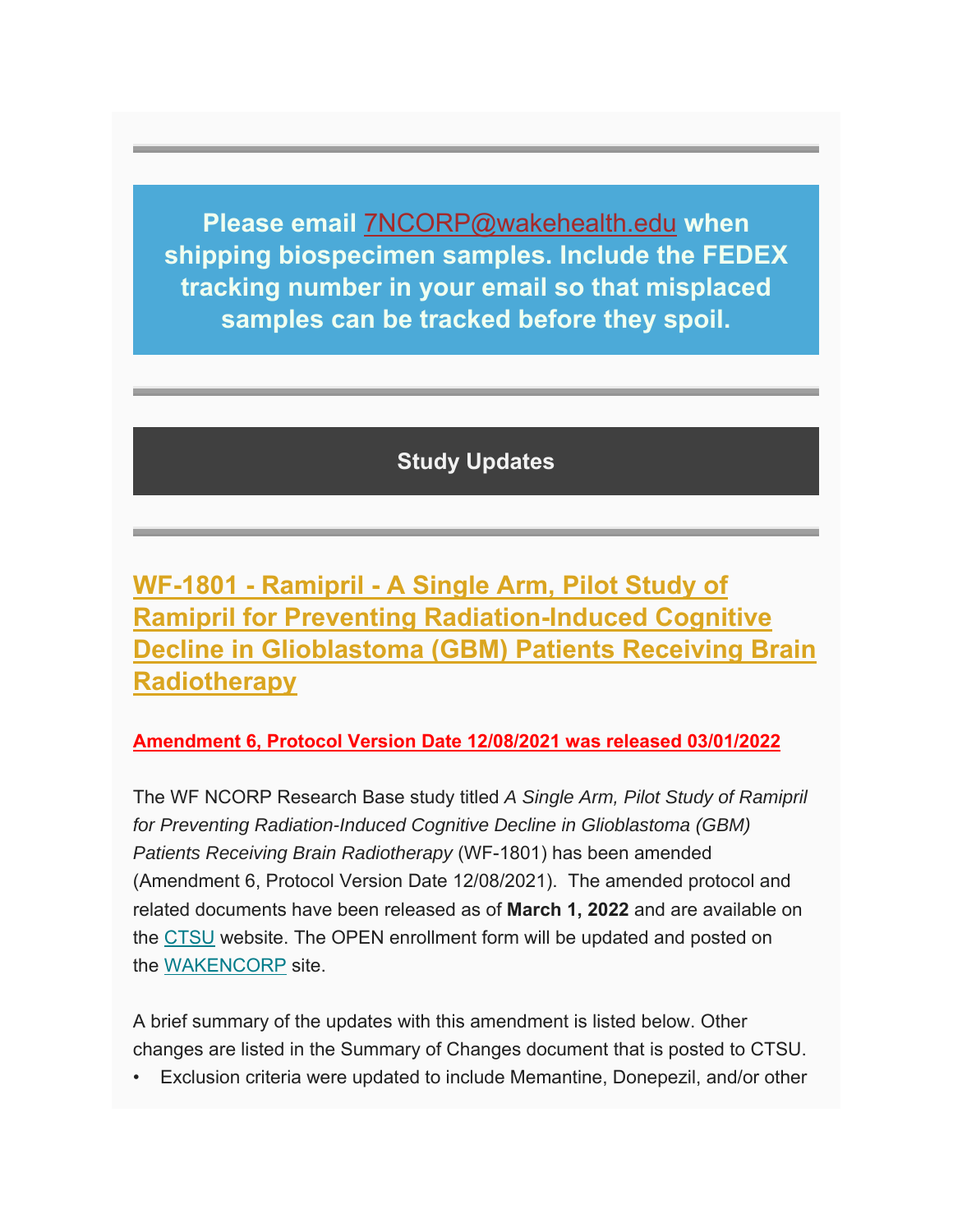**Please email [7NCORP@wakehealth.edu](mailto:7NCORP@wakehealth.edu) when shipping biospecimen samples. Include the FEDEX tracking number in your email so that misplaced samples can be tracked before they spoil.**

## Study Updates

## WF-1801 - Ramipril - A Single Arm, Pilot Study of Ramipril for Preventing Radiation-Induced Cognitive Decline in Glioblastoma (GBM) Patients Receiving Brain Radiotherapy

**Amendment 6, Protocol Version Date 12/08/2021 was released 03/01/2022**

The WF NCORP Research Base study titled *A Single Arm, Pilot Study of Ramipril for Preventing Radiation-Induced Cognitive Decline in Glioblastoma (GBM) Patients Receiving Brain Radiotherapy* (WF-1801) has been amended (Amendment 6, Protocol Version Date 12/08/2021). The amended protocol and related documents have been released as of **March 1, 2022** and are available on the CTSU website. The OPEN enrollment form will be updated and posted on the WAKENCORP site.

A brief summary of the updates with this amendment is listed below. Other changes are listed in the Summary of Changes document that is posted to CTSU.

- Exclusion criteria were updated to include Memantine, Donepezil, and/or other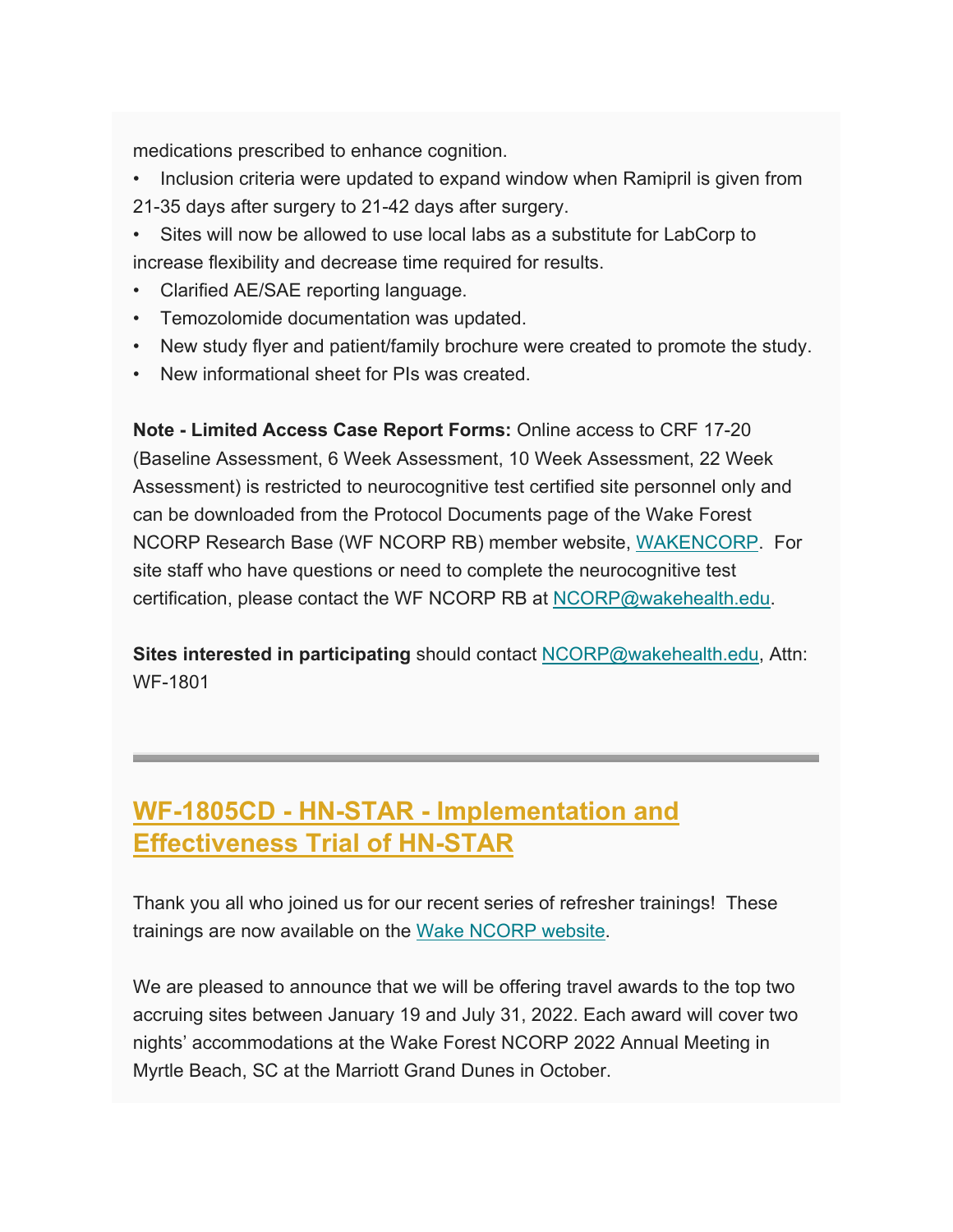medications prescribed to enhance cognition.

- Inclusion criteria were updated to expand window when Ramipril is given from 21-35 days after surgery to 21-42 days after surgery.
- Sites will now be allowed to use local labs as a substitute for LabCorp to increase flexibility and decrease time required for results.
- Clarified AE/SAE reporting language.
- Temozolomide documentation was updated.
- New study flyer and patient/family brochure were created to promote the study.
- New informational sheet for PIs was created.

**Note - Limited Access Case Report Forms:** Online access to CRF 17-20 (Baseline Assessment, 6 Week Assessment, 10 Week Assessment, 22 Week Assessment) is restricted to neurocognitive test certified site personnel only and can be downloaded from the Protocol Documents page of the Wake Forest NCORP Research Base (WF NCORP RB) member website, WAKENCORP. For site staff who have questions or need to complete the neurocognitive test certification, please contact the WF NCORP RB at NCORP@wakehealth.edu.

**Sites interested in participating** should contact NCORP@wakehealth.edu, Attn: WF-1801

---

## WF-1805CD - HN-STAR - Implementation and Effectiveness Trial of HN-STAR

Thank you all who joined us for our recent series of refresher trainings! These trainings are now available on the Wake NCORP website.

We are pleased to announce that we will be offering travel awards to the top two accruing sites between January 19 and July 31, 2022. Each award will cover two nights' accommodations at the Wake Forest NCORP 2022 Annual Meeting in Myrtle Beach, SC at the Marriott Grand Dunes in October.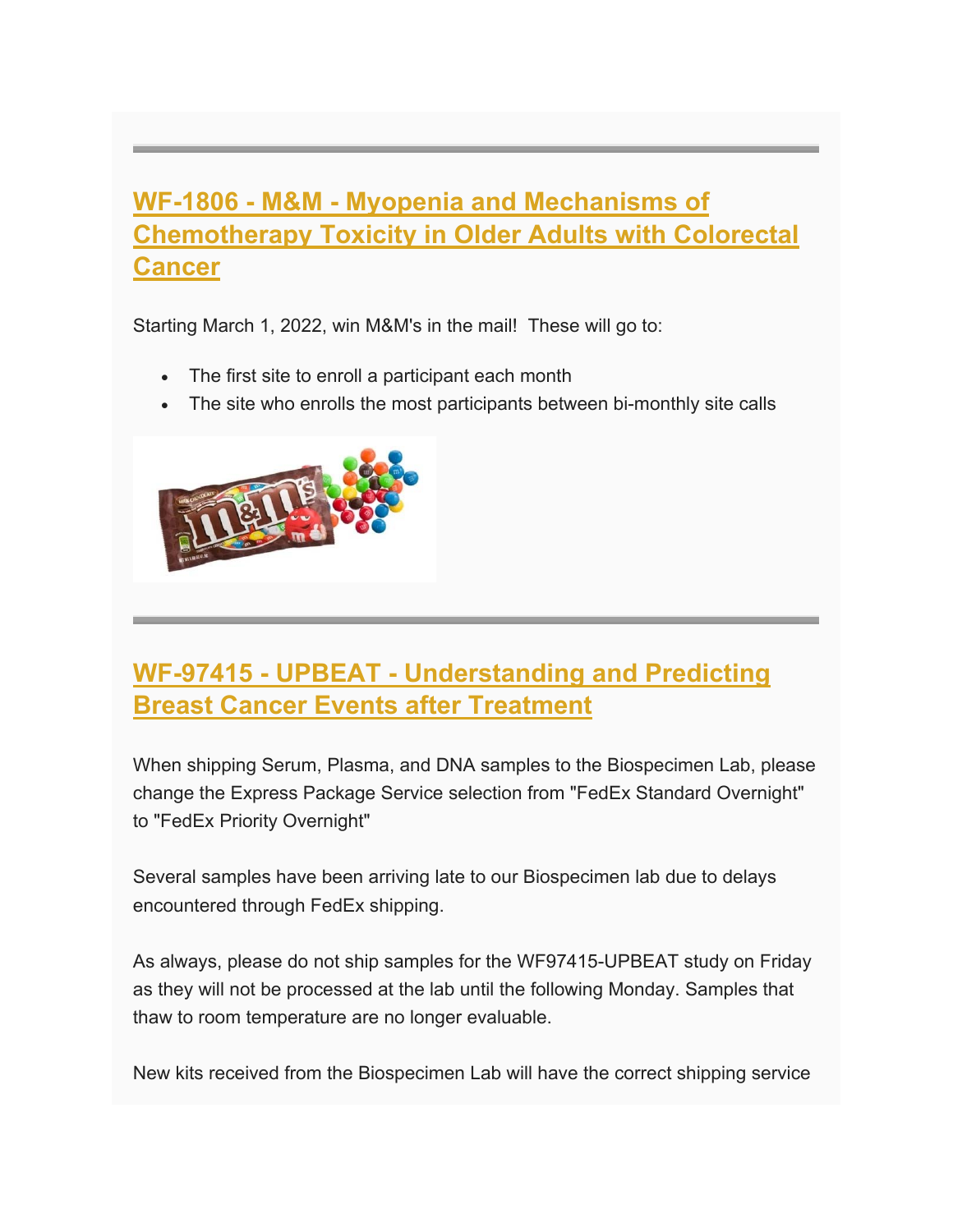## WF-1806 - M&M - Myopenia and Mechanisms of Chemotherapy Toxicity in Older Adults with Colorectal Cancer

Starting March 1, 2022, win M&M's in the mail! These will go to:

- The first site to enroll a participant each month
- The site who enrolls the most participants between bi-monthly site calls

---

## WF-97415 - UPBEAT - Understanding and Predicting Breast Cancer Events after Treatment

When shipping Serum, Plasma, and DNA samples to the Biospecimen Lab, please change the Express Package Service selection from "FedEx Standard Overnight" to "FedEx Priority Overnight"

Several samples have been arriving late to our Biospecimen lab due to delays encountered through FedEx shipping.

As always, please do not ship samples for the WF97415-UPBEAT study on Friday as they will not be processed at the lab until the following Monday. Samples that thaw to room temperature are no longer evaluable.

New kits received from the Biospecimen Lab will have the correct shipping service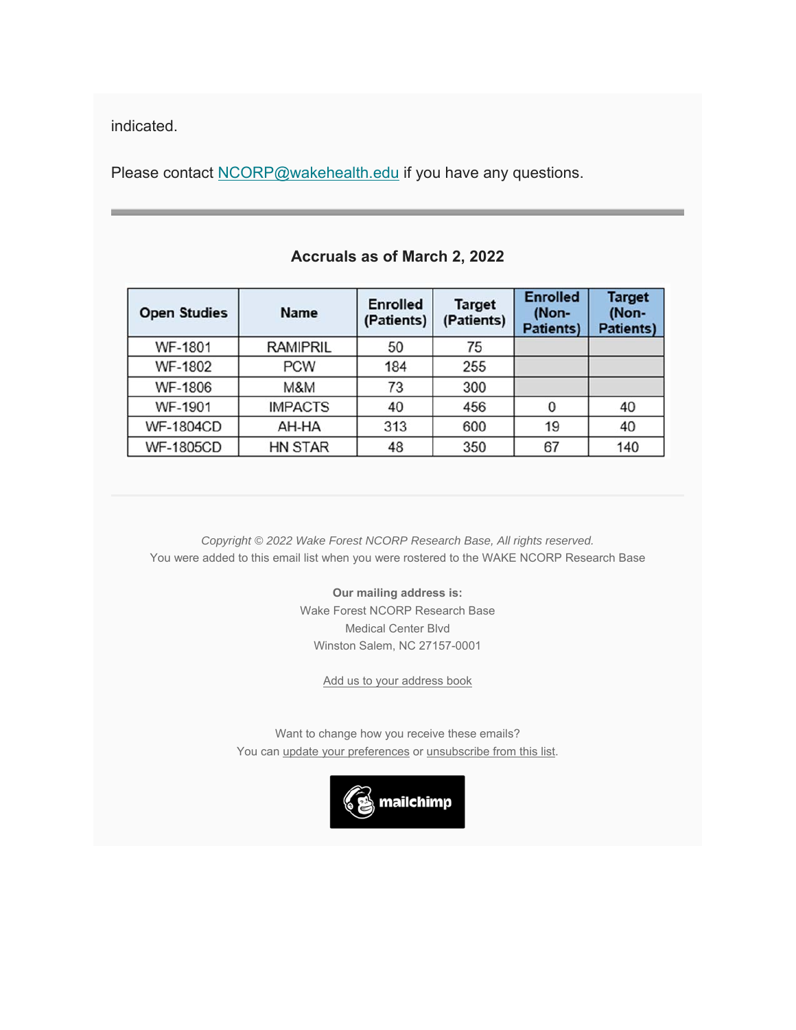indicated.

Please contact NCORP@wakehealth.edu if you have any questions.

---

**Accruals as of March 2, 2022**

| Open Studies | Name | Enrolled (Patients) | Target (Patients) | Enrolled (Non-Patients) | Target (Non-Patients) |
|---|---|---|---|---|---|
| WF-1801 | RAMIPRIL | 50 | 75 | | |
| WF-1802 | PCW | 184 | 255 | | |
| WF-1806 | M&M | 73 | 300 | | |
| WF-1901 | IMPACTS | 40 | 456 | 0 | 40 |
| WF-1804CD | AH-HA | 313 | 600 | 19 | 40 |
| WF-1805CD | HN STAR | 48 | 350 | 67 | 140 |

---

*Copyright © 2022 Wake Forest NCORP Research Base, All rights reserved.*
You were added to this email list when you were rostered to the WAKE NCORP Research Base

**Our mailing address is:**
Wake Forest NCORP Research Base
Medical Center Blvd
Winston Salem, NC 27157-0001

Add us to your address book

Want to change how you receive these emails?
You can update your preferences or unsubscribe from this list.

mailchimp